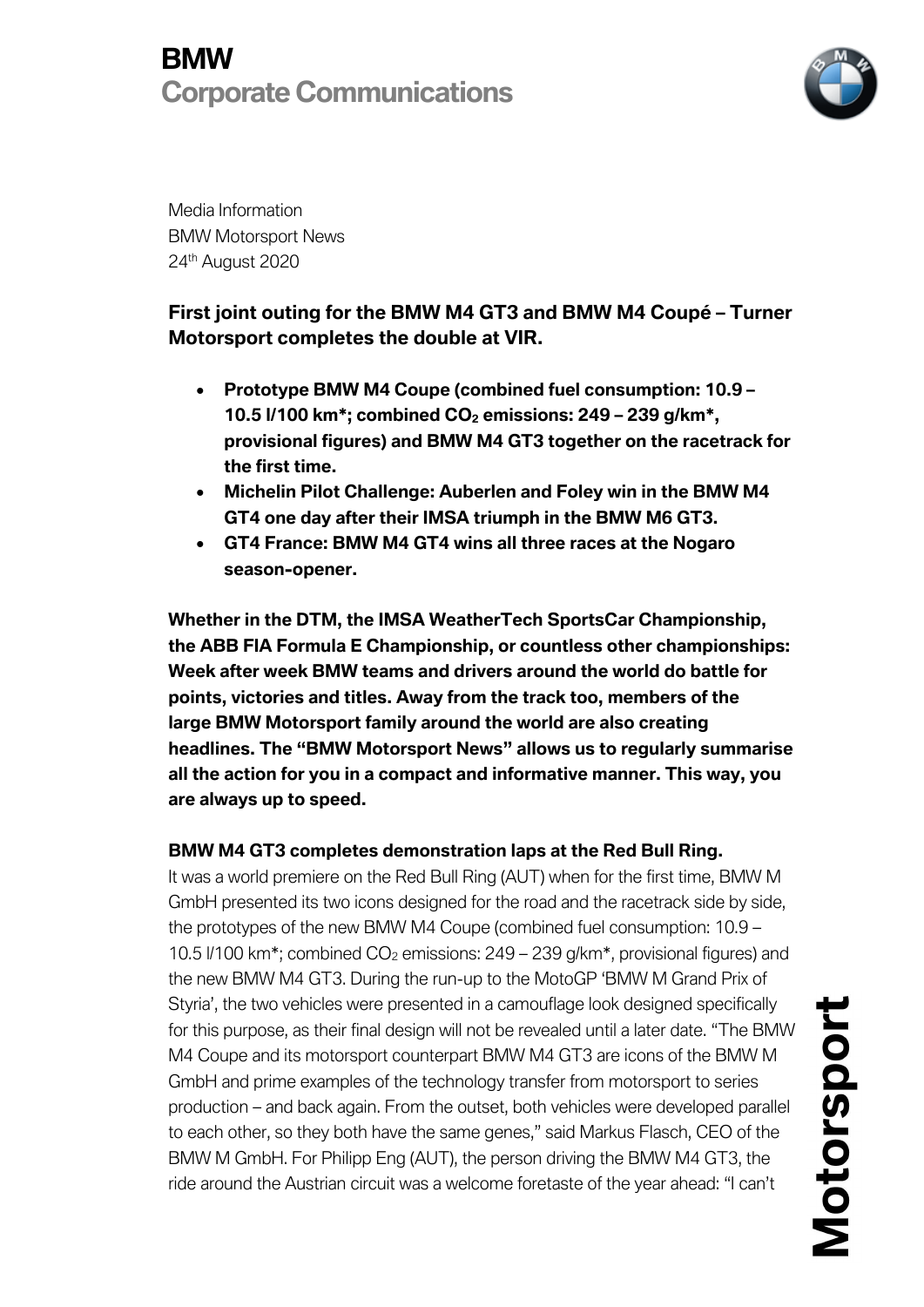# BMW
## Corporate Communications

Media Information
BMW Motorsport News
24th August 2020

**First joint outing for the BMW M4 GT3 and BMW M4 Coupé – Turner Motorsport completes the double at VIR.**

- **Prototype BMW M4 Coupe (combined fuel consumption: 10.9 – 10.5 l/100 km*; combined $CO_2$ emissions: 249 – 239 g/km*, provisional figures) and BMW M4 GT3 together on the racetrack for the first time.**
- **Michelin Pilot Challenge: Auberlen and Foley win in the BMW M4 GT4 one day after their IMSA triumph in the BMW M6 GT3.**
- **GT4 France: BMW M4 GT4 wins all three races at the Nogaro season-opener.**

**Whether in the DTM, the IMSA WeatherTech SportsCar Championship, the ABB FIA Formula E Championship, or countless other championships: Week after week BMW teams and drivers around the world do battle for points, victories and titles. Away from the track too, members of the large BMW Motorsport family around the world are also creating headlines. The "BMW Motorsport News" allows us to regularly summarise all the action for you in a compact and informative manner. This way, you are always up to speed.**

**BMW M4 GT3 completes demonstration laps at the Red Bull Ring.**

It was a world premiere on the Red Bull Ring (AUT) when for the first time, BMW M GmbH presented its two icons designed for the road and the racetrack side by side, the prototypes of the new BMW M4 Coupe (combined fuel consumption: 10.9 – 10.5 l/100 km*; combined $CO_2$ emissions: 249 – 239 g/km*, provisional figures) and the new BMW M4 GT3. During the run-up to the MotoGP 'BMW M Grand Prix of Styria', the two vehicles were presented in a camouflage look designed specifically for this purpose, as their final design will not be revealed until a later date. "The BMW M4 Coupe and its motorsport counterpart BMW M4 GT3 are icons of the BMW M GmbH and prime examples of the technology transfer from motorsport to series production – and back again. From the outset, both vehicles were developed parallel to each other, so they both have the same genes," said Markus Flasch, CEO of the BMW M GmbH. For Philipp Eng (AUT), the person driving the BMW M4 GT3, the ride around the Austrian circuit was a welcome foretaste of the year ahead: "I can't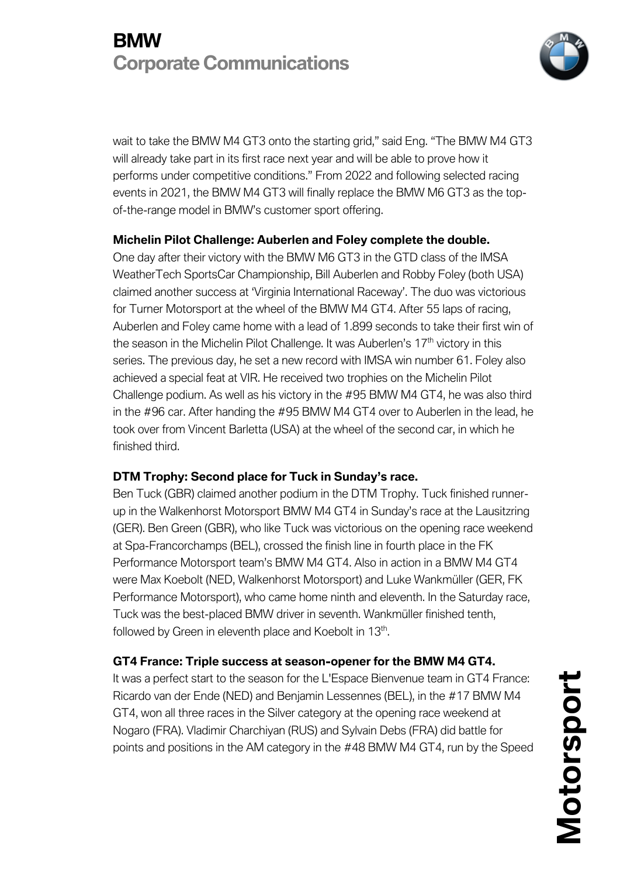wait to take the BMW M4 GT3 onto the starting grid," said Eng. "The BMW M4 GT3 will already take part in its first race next year and will be able to prove how it performs under competitive conditions." From 2022 and following selected racing events in 2021, the BMW M4 GT3 will finally replace the BMW M6 GT3 as the top-of-the-range model in BMW's customer sport offering.

**Michelin Pilot Challenge: Auberlen and Foley complete the double.**

One day after their victory with the BMW M6 GT3 in the GTD class of the IMSA WeatherTech SportsCar Championship, Bill Auberlen and Robby Foley (both USA) claimed another success at 'Virginia International Raceway'. The duo was victorious for Turner Motorsport at the wheel of the BMW M4 GT4. After 55 laps of racing, Auberlen and Foley came home with a lead of 1.899 seconds to take their first win of the season in the Michelin Pilot Challenge. It was Auberlen's 17th victory in this series. The previous day, he set a new record with IMSA win number 61. Foley also achieved a special feat at VIR. He received two trophies on the Michelin Pilot Challenge podium. As well as his victory in the #95 BMW M4 GT4, he was also third in the #96 car. After handing the #95 BMW M4 GT4 over to Auberlen in the lead, he took over from Vincent Barletta (USA) at the wheel of the second car, in which he finished third.

**DTM Trophy: Second place for Tuck in Sunday's race.**

Ben Tuck (GBR) claimed another podium in the DTM Trophy. Tuck finished runner-up in the Walkenhorst Motorsport BMW M4 GT4 in Sunday's race at the Lausitzring (GER). Ben Green (GBR), who like Tuck was victorious on the opening race weekend at Spa-Francorchamps (BEL), crossed the finish line in fourth place in the FK Performance Motorsport team's BMW M4 GT4. Also in action in a BMW M4 GT4 were Max Koebolt (NED, Walkenhorst Motorsport) and Luke Wankmüller (GER, FK Performance Motorsport), who came home ninth and eleventh. In the Saturday race, Tuck was the best-placed BMW driver in seventh. Wankmüller finished tenth, followed by Green in eleventh place and Koebolt in 13th.

**GT4 France: Triple success at season-opener for the BMW M4 GT4.**

It was a perfect start to the season for the L'Espace Bienvenue team in GT4 France: Ricardo van der Ende (NED) and Benjamin Lessennes (BEL), in the #17 BMW M4 GT4, won all three races in the Silver category at the opening race weekend at Nogaro (FRA). Vladimir Charchiyan (RUS) and Sylvain Debs (FRA) did battle for points and positions in the AM category in the #48 BMW M4 GT4, run by the Speed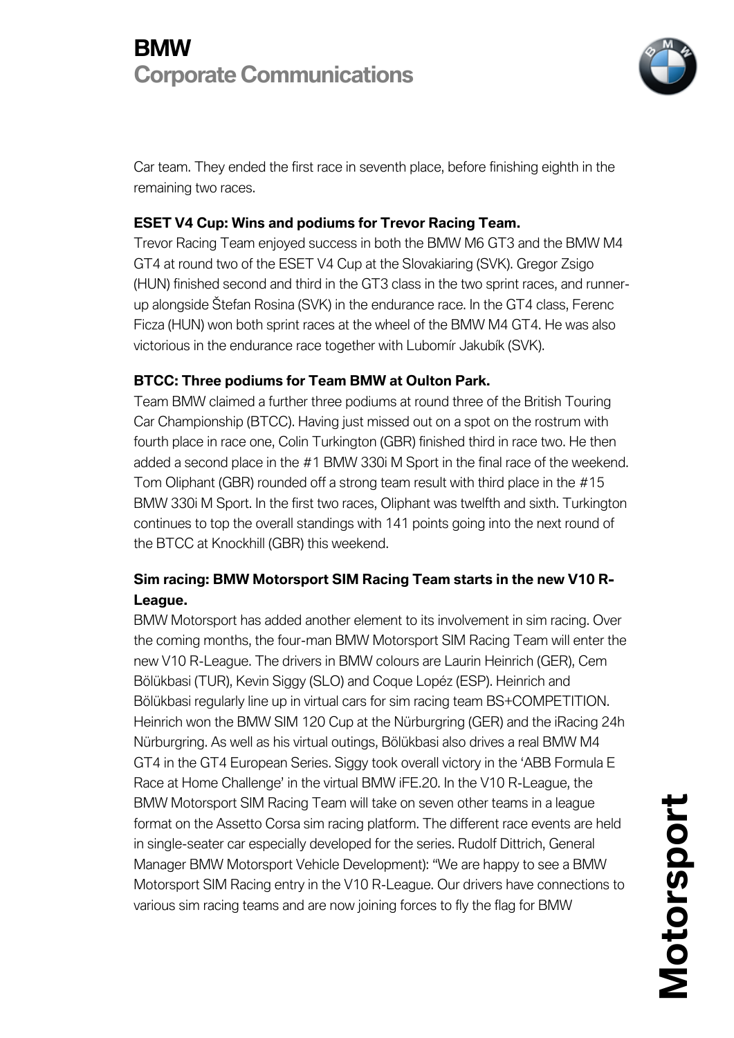Car team. They ended the first race in seventh place, before finishing eighth in the remaining two races.

**ESET V4 Cup: Wins and podiums for Trevor Racing Team.**

Trevor Racing Team enjoyed success in both the BMW M6 GT3 and the BMW M4 GT4 at round two of the ESET V4 Cup at the Slovakiaring (SVK). Gregor Zsigo (HUN) finished second and third in the GT3 class in the two sprint races, and runner-up alongside Štefan Rosina (SVK) in the endurance race. In the GT4 class, Ferenc Ficza (HUN) won both sprint races at the wheel of the BMW M4 GT4. He was also victorious in the endurance race together with Lubomír Jakubík (SVK).

**BTCC: Three podiums for Team BMW at Oulton Park.**

Team BMW claimed a further three podiums at round three of the British Touring Car Championship (BTCC). Having just missed out on a spot on the rostrum with fourth place in race one, Colin Turkington (GBR) finished third in race two. He then added a second place in the #1 BMW 330i M Sport in the final race of the weekend. Tom Oliphant (GBR) rounded off a strong team result with third place in the #15 BMW 330i M Sport. In the first two races, Oliphant was twelfth and sixth. Turkington continues to top the overall standings with 141 points going into the next round of the BTCC at Knockhill (GBR) this weekend.

**Sim racing: BMW Motorsport SIM Racing Team starts in the new V10 R-League.**

BMW Motorsport has added another element to its involvement in sim racing. Over the coming months, the four-man BMW Motorsport SIM Racing Team will enter the new V10 R-League. The drivers in BMW colours are Laurin Heinrich (GER), Cem Bölükbasi (TUR), Kevin Siggy (SLO) and Coque Lopéz (ESP). Heinrich and Bölükbasi regularly line up in virtual cars for sim racing team BS+COMPETITION. Heinrich won the BMW SIM 120 Cup at the Nürburgring (GER) and the iRacing 24h Nürburgring. As well as his virtual outings, Bölükbasi also drives a real BMW M4 GT4 in the GT4 European Series. Siggy took overall victory in the 'ABB Formula E Race at Home Challenge' in the virtual BMW iFE.20. In the V10 R-League, the BMW Motorsport SIM Racing Team will take on seven other teams in a league format on the Assetto Corsa sim racing platform. The different race events are held in single-seater car especially developed for the series. Rudolf Dittrich, General Manager BMW Motorsport Vehicle Development): "We are happy to see a BMW Motorsport SIM Racing entry in the V10 R-League. Our drivers have connections to various sim racing teams and are now joining forces to fly the flag for BMW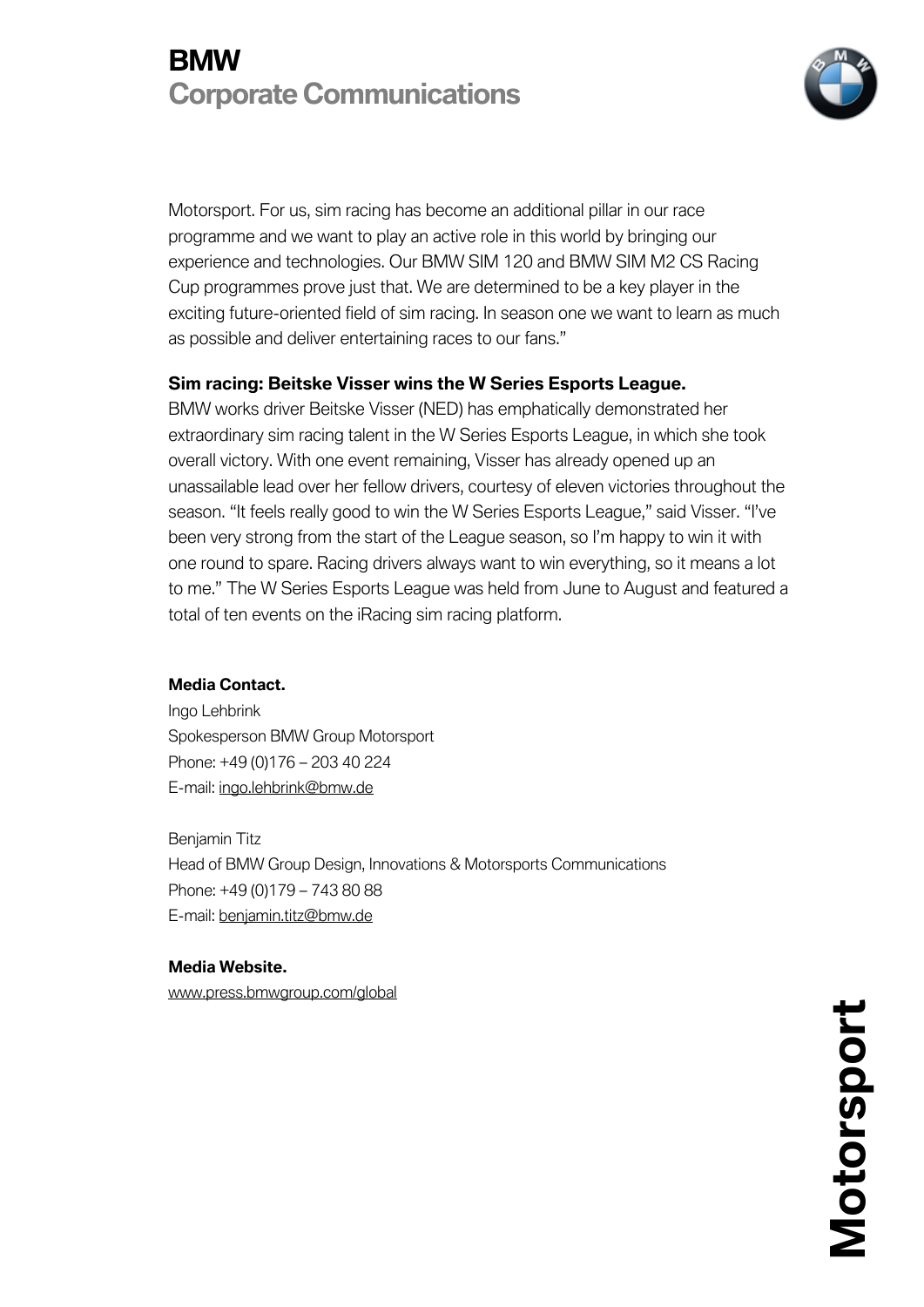Motorsport. For us, sim racing has become an additional pillar in our race programme and we want to play an active role in this world by bringing our experience and technologies. Our BMW SIM 120 and BMW SIM M2 CS Racing Cup programmes prove just that. We are determined to be a key player in the exciting future-oriented field of sim racing. In season one we want to learn as much as possible and deliver entertaining races to our fans."

**Sim racing: Beitske Visser wins the W Series Esports League.**
BMW works driver Beitske Visser (NED) has emphatically demonstrated her extraordinary sim racing talent in the W Series Esports League, in which she took overall victory. With one event remaining, Visser has already opened up an unassailable lead over her fellow drivers, courtesy of eleven victories throughout the season. "It feels really good to win the W Series Esports League," said Visser. "I've been very strong from the start of the League season, so I'm happy to win it with one round to spare. Racing drivers always want to win everything, so it means a lot to me." The W Series Esports League was held from June to August and featured a total of ten events on the iRacing sim racing platform.

**Media Contact.**
Ingo Lehbrink
Spokesperson BMW Group Motorsport
Phone: +49 (0)176 – 203 40 224
E-mail: ingo.lehbrink@bmw.de

Benjamin Titz
Head of BMW Group Design, Innovations & Motorsports Communications
Phone: +49 (0)179 – 743 80 88
E-mail: benjamin.titz@bmw.de

**Media Website.**
www.press.bmwgroup.com/global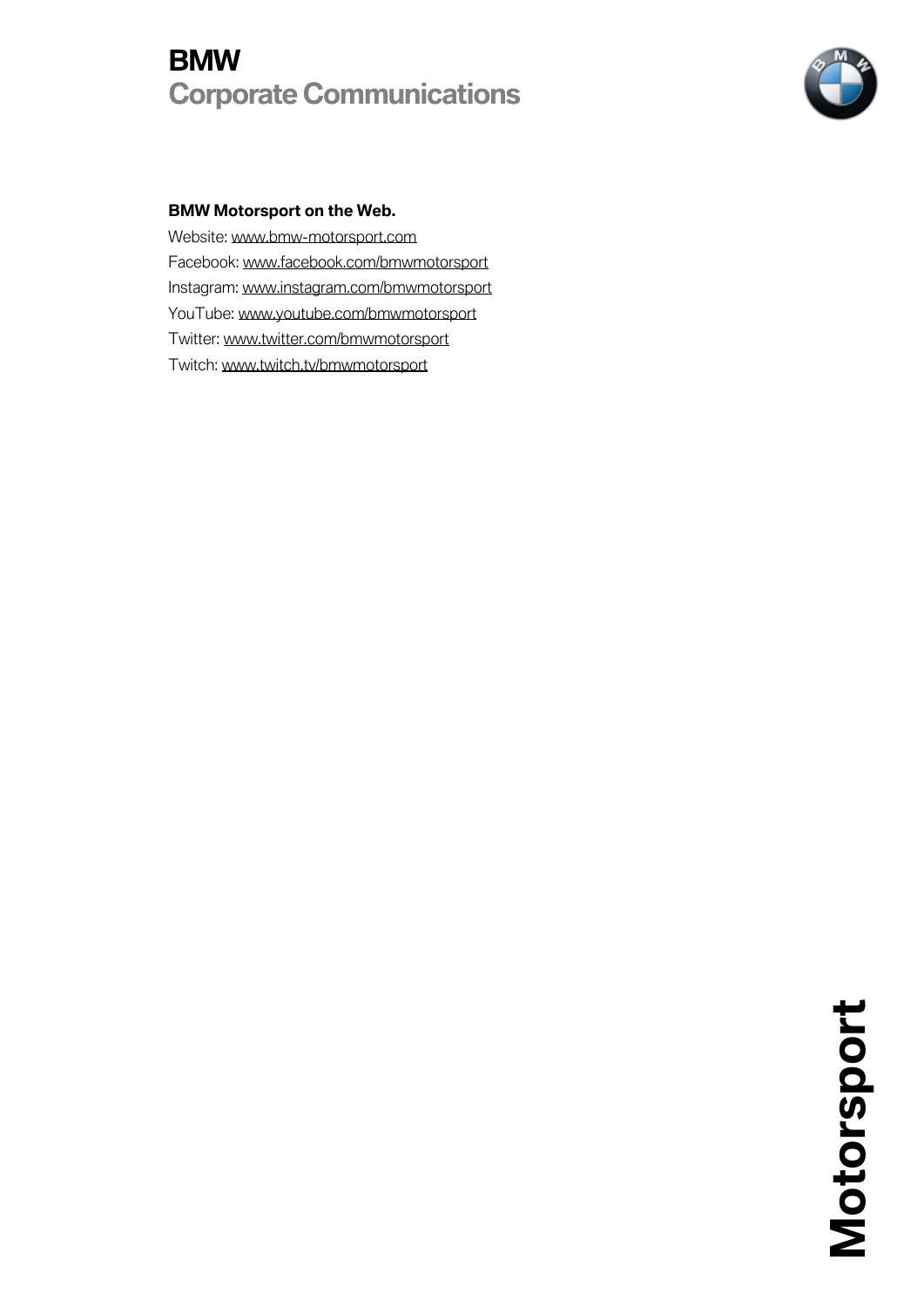**BMW Motorsport on the Web.**

Website: www.bmw-motorsport.com
Facebook: www.facebook.com/bmwmotorsport
Instagram: www.instagram.com/bmwmotorsport
YouTube: www.youtube.com/bmwmotorsport
Twitter: www.twitter.com/bmwmotorsport
Twitch: www.twitch.tv/bmwmotorsport